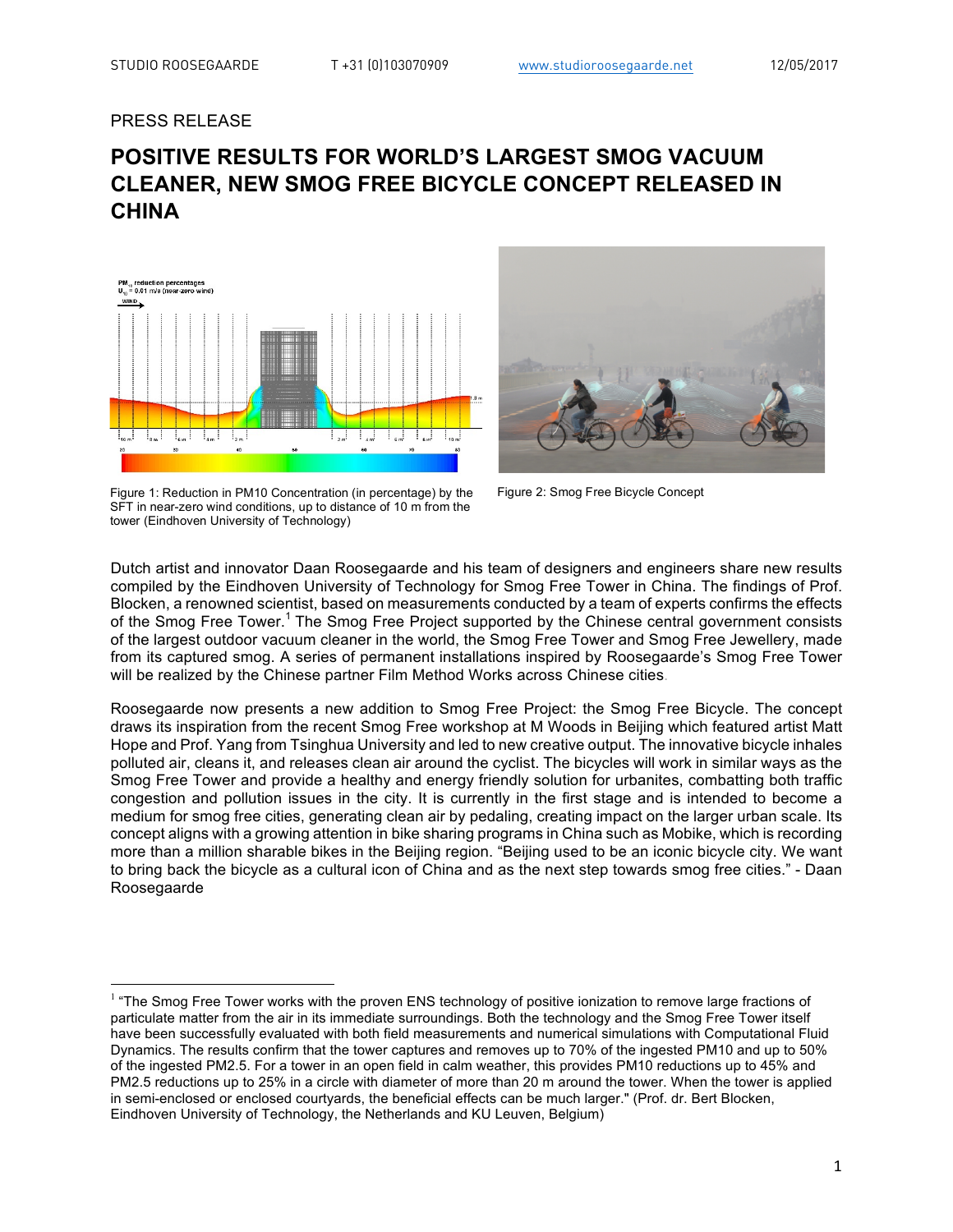PRESS RELEASE

# POSITIVE RESULTS FOR WORLD'S LARGEST SMOG VACUUM CLEANER, NEW SMOG FREE BICYCLE CONCEPT RELEASED IN CHINA

Figure 1: Reduction in PM10 Concentration (in percentage) by the SFT in near-zero wind conditions, up to distance of 10 m from the tower (Eindhoven University of Technology)

Figure 2: Smog Free Bicycle Concept

Dutch artist and innovator Daan Roosegaarde and his team of designers and engineers share new results compiled by the Eindhoven University of Technology for Smog Free Tower in China. The findings of Prof. Blocken, a renowned scientist, based on measurements conducted by a team of experts confirms the effects of the Smog Free Tower.[1] The Smog Free Project supported by the Chinese central government consists of the largest outdoor vacuum cleaner in the world, the Smog Free Tower and Smog Free Jewellery, made from its captured smog. A series of permanent installations inspired by Roosegaarde's Smog Free Tower will be realized by the Chinese partner Film Method Works across Chinese cities.

Roosegaarde now presents a new addition to Smog Free Project: the Smog Free Bicycle. The concept draws its inspiration from the recent Smog Free workshop at M Woods in Beijing which featured artist Matt Hope and Prof. Yang from Tsinghua University and led to new creative output. The innovative bicycle inhales polluted air, cleans it, and releases clean air around the cyclist. The bicycles will work in similar ways as the Smog Free Tower and provide a healthy and energy friendly solution for urbanites, combatting both traffic congestion and pollution issues in the city. It is currently in the first stage and is intended to become a medium for smog free cities, generating clean air by pedaling, creating impact on the larger urban scale. Its concept aligns with a growing attention in bike sharing programs in China such as Mobike, which is recording more than a million sharable bikes in the Beijing region. "Beijing used to be an iconic bicycle city. We want to bring back the bicycle as a cultural icon of China and as the next step towards smog free cities." - Daan Roosegaarde

---

[1] "The Smog Free Tower works with the proven ENS technology of positive ionization to remove large fractions of particulate matter from the air in its immediate surroundings. Both the technology and the Smog Free Tower itself have been successfully evaluated with both field measurements and numerical simulations with Computational Fluid Dynamics. The results confirm that the tower captures and removes up to 70% of the ingested PM10 and up to 50% of the ingested PM2.5. For a tower in an open field in calm weather, this provides PM10 reductions up to 45% and PM2.5 reductions up to 25% in a circle with diameter of more than 20 m around the tower. When the tower is applied in semi-enclosed or enclosed courtyards, the beneficial effects can be much larger." (Prof. dr. Bert Blocken, Eindhoven University of Technology, the Netherlands and KU Leuven, Belgium)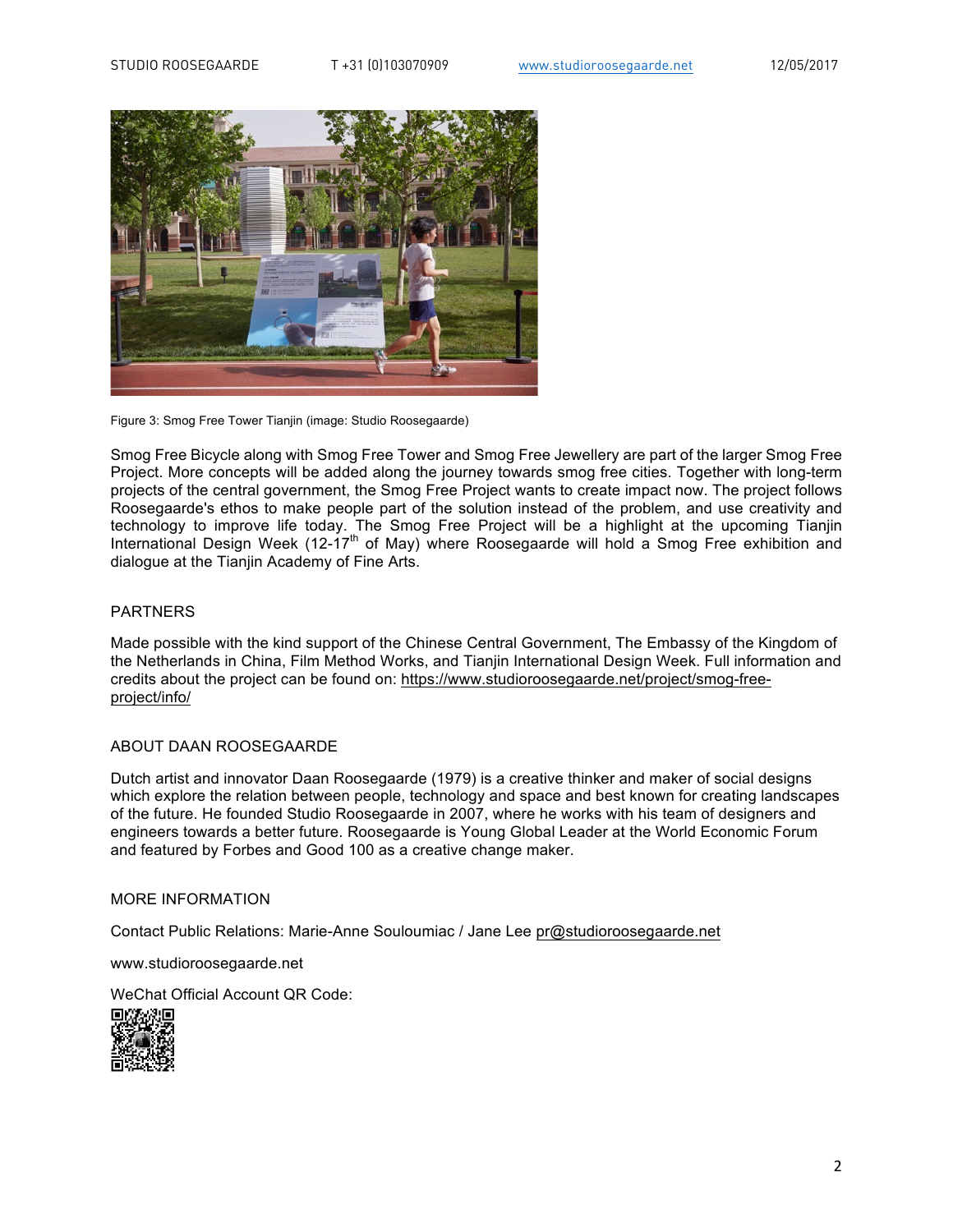Figure 3: Smog Free Tower Tianjin (image: Studio Roosegaarde)

Smog Free Bicycle along with Smog Free Tower and Smog Free Jewellery are part of the larger Smog Free Project. More concepts will be added along the journey towards smog free cities. Together with long-term projects of the central government, the Smog Free Project wants to create impact now. The project follows Roosegaarde's ethos to make people part of the solution instead of the problem, and use creativity and technology to improve life today. The Smog Free Project will be a highlight at the upcoming Tianjin International Design Week (12-17th of May) where Roosegaarde will hold a Smog Free exhibition and dialogue at the Tianjin Academy of Fine Arts.

## PARTNERS

Made possible with the kind support of the Chinese Central Government, The Embassy of the Kingdom of the Netherlands in China, Film Method Works, and Tianjin International Design Week. Full information and credits about the project can be found on: https://www.studioroosegaarde.net/project/smog-free-project/info/

## ABOUT DAAN ROOSEGAARDE

Dutch artist and innovator Daan Roosegaarde (1979) is a creative thinker and maker of social designs which explore the relation between people, technology and space and best known for creating landscapes of the future. He founded Studio Roosegaarde in 2007, where he works with his team of designers and engineers towards a better future. Roosegaarde is Young Global Leader at the World Economic Forum and featured by Forbes and Good 100 as a creative change maker.

## MORE INFORMATION

Contact Public Relations: Marie-Anne Souloumiac / Jane Lee pr@studioroosegaarde.net

www.studioroosegaarde.net

WeChat Official Account QR Code: